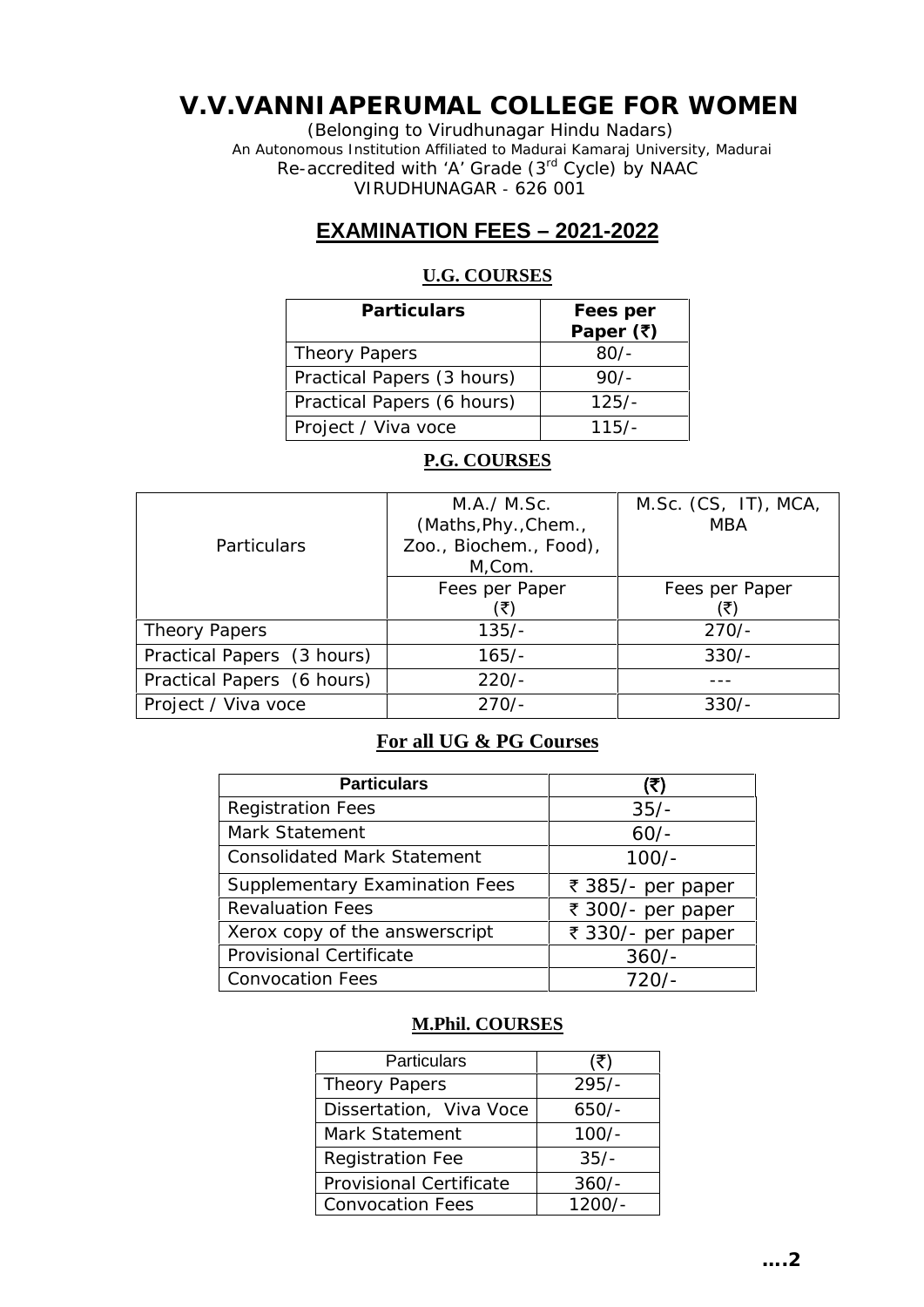# V.V.VANNIAPERUMAL COLLEGE FOR WOMEN

(Belonging to Virudhunagar Hindu Nadars)
An Autonomous Institution Affiliated to Madurai Kamaraj University, Madurai
Re-accredited with 'A' Grade (3rd Cycle) by NAAC
VIRUDHUNAGAR - 626 001

## EXAMINATION FEES – 2021-2022

### U.G. COURSES

| Particulars | Fees per Paper (₹) |
|---|---|
| Theory Papers | 80/- |
| Practical Papers (3 hours) | 90/- |
| Practical Papers (6 hours) | 125/- |
| Project / Viva voce | 115/- |

### P.G. COURSES

| Particulars | M.A./ M.Sc. (Maths,Phy.,Chem., Zoo., Biochem., Food), M,Com. | M.Sc. (CS, IT), MCA, MBA |
|---|---|---|
| | Fees per Paper (₹) | Fees per Paper (₹) |
| Theory Papers | 135/- | 270/- |
| Practical Papers (3 hours) | 165/- | 330/- |
| Practical Papers (6 hours) | 220/- | --- |
| Project / Viva voce | 270/- | 330/- |

### For all UG & PG Courses

| Particulars | (₹) |
|---|---|
| Registration Fees | 35/- |
| Mark Statement | 60/- |
| Consolidated Mark Statement | 100/- |
| Supplementary Examination Fees | ₹ 385/- per paper |
| Revaluation Fees | ₹ 300/- per paper |
| Xerox copy of the answerscript | ₹ 330/- per paper |
| Provisional Certificate | 360/- |
| Convocation Fees | 720/- |

### M.Phil. COURSES

| Particulars | (₹) |
|---|---|
| Theory Papers | 295/- |
| Dissertation, Viva Voce | 650/- |
| Mark Statement | 100/- |
| Registration Fee | 35/- |
| Provisional Certificate | 360/- |
| Convocation Fees | 1200/- |

....2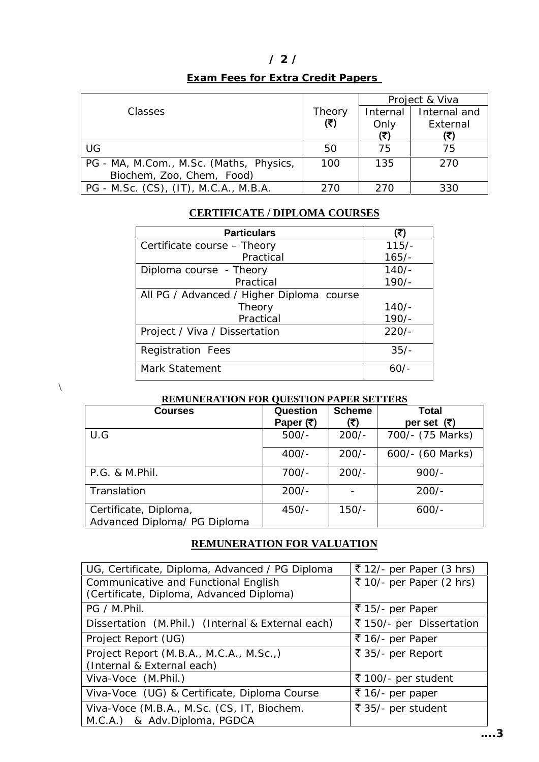## Exam Fees for Extra Credit Papers

| Classes | Theory (₹) | Project & Viva | |
|---|---|---|---|
| | | Internal Only (₹) | Internal and External (₹) |
| UG | 50 | 75 | 75 |
| PG - MA, M.Com., M.Sc. (Maths, Physics, Biochem, Zoo, Chem, Food) | 100 | 135 | 270 |
| PG - M.Sc. (CS), (IT), M.C.A., M.B.A. | 270 | 270 | 330 |

## CERTIFICATE / DIPLOMA COURSES

| Particulars | (₹) |
|---|---|
| Certificate course – Theory<br>Practical | 115/-<br>165/- |
| Diploma course - Theory<br>Practical | 140/-<br>190/- |
| All PG / Advanced / Higher Diploma course<br>Theory<br>Practical | <br>140/-<br>190/- |
| Project / Viva / Dissertation | 220/- |
| Registration Fees | 35/- |
| Mark Statement | 60/- |

## REMUNERATION FOR QUESTION PAPER SETTERS

| Courses | Question Paper (₹) | Scheme (₹) | Total per set (₹) |
|---|---|---|---|
| U.G | 500/- | 200/- | 700/- (75 Marks) |
| | 400/- | 200/- | 600/- (60 Marks) |
| P.G. & M.Phil. | 700/- | 200/- | 900/- |
| Translation | 200/- | - | 200/- |
| Certificate, Diploma, Advanced Diploma/ PG Diploma | 450/- | 150/- | 600/- |

## REMUNERATION FOR VALUATION

| | |
|---|---|
| UG, Certificate, Diploma, Advanced / PG Diploma | ₹ 12/- per Paper (3 hrs) |
| Communicative and Functional English (Certificate, Diploma, Advanced Diploma) | ₹ 10/- per Paper (2 hrs) |
| PG / M.Phil. | ₹ 15/- per Paper |
| Dissertation (M.Phil.) (Internal & External each) | ₹ 150/- per Dissertation |
| Project Report (UG) | ₹ 16/- per Paper |
| Project Report (M.B.A., M.C.A., M.Sc.,) (Internal & External each) | ₹ 35/- per Report |
| Viva-Voce (M.Phil.) | ₹ 100/- per student |
| Viva-Voce (UG) & Certificate, Diploma Course | ₹ 16/- per paper |
| Viva-Voce (M.B.A., M.Sc. (CS, IT, Biochem. M.C.A.) & Adv.Diploma, PGDCA | ₹ 35/- per student |

....3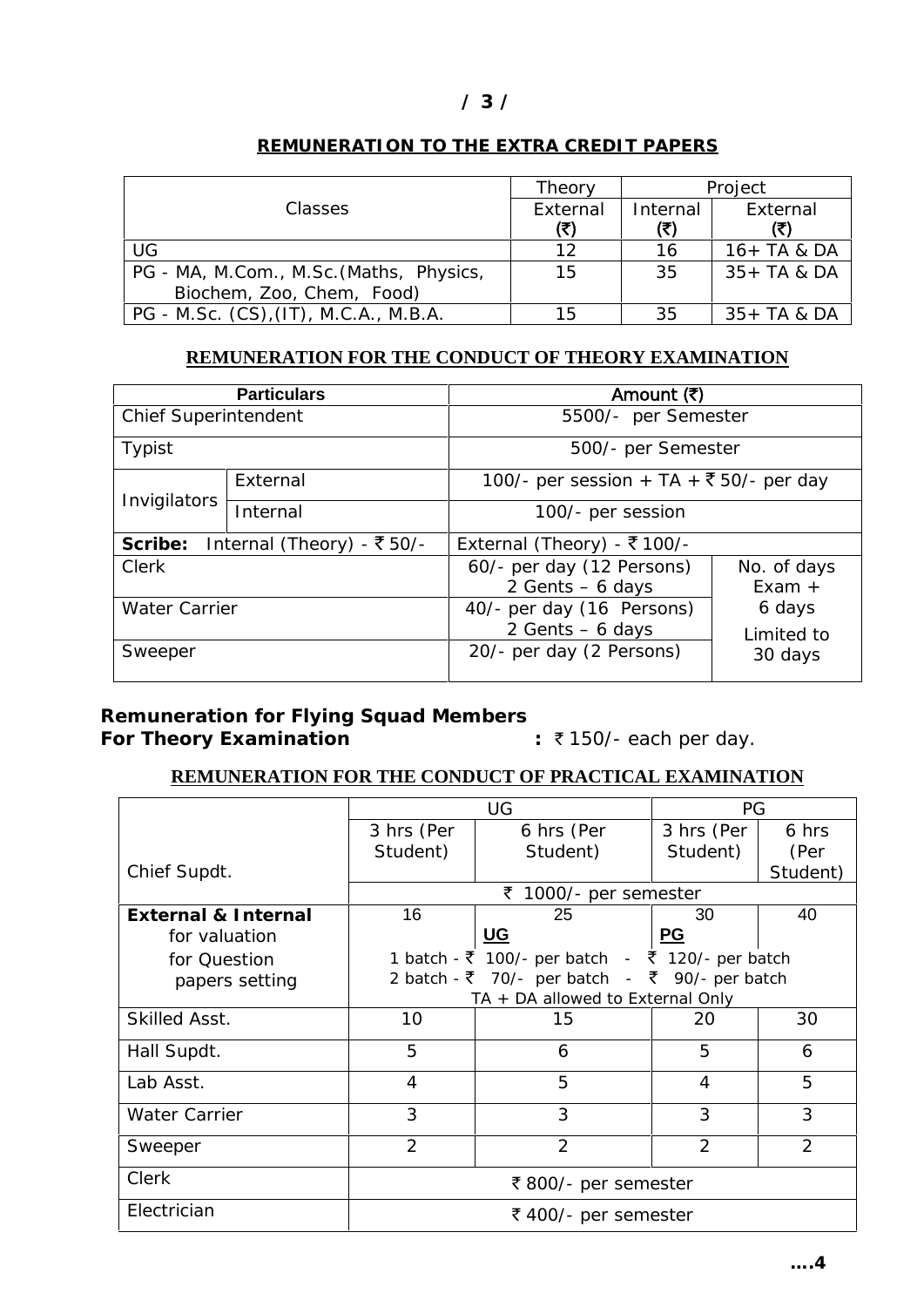## REMUNERATION TO THE EXTRA CREDIT PAPERS

| Classes | Theory | Project | |
|---|---|---|---|
| | External (₹) | Internal (₹) | External (₹) |
| UG | 12 | 16 | 16+ TA & DA |
| PG - MA, M.Com., M.Sc.(Maths, Physics, Biochem, Zoo, Chem, Food) | 15 | 35 | 35+ TA & DA |
| PG - M.Sc. (CS),(IT), M.C.A., M.B.A. | 15 | 35 | 35+ TA & DA |

## REMUNERATION FOR THE CONDUCT OF THEORY EXAMINATION

| Particulars | | Amount (₹) | |
|---|---|---|---|
| Chief Superintendent | | 5500/- per Semester | |
| Typist | | 500/- per Semester | |
| Invigilators | External | 100/- per session + TA + ₹ 50/- per day | |
| | Internal | 100/- per session | |
| **Scribe:** Internal (Theory) - ₹ 50/- | | External (Theory) - ₹ 100/- | |
| Clerk | | 60/- per day (12 Persons) 2 Gents – 6 days | No. of days Exam + 6 days Limited to 30 days |
| Water Carrier | | 40/- per day (16 Persons) 2 Gents – 6 days | |
| Sweeper | | 20/- per day (2 Persons) | |

**Remuneration for Flying Squad Members**
**For Theory Examination** **:** ₹ 150/- each per day.

## REMUNERATION FOR THE CONDUCT OF PRACTICAL EXAMINATION

| | UG | | PG | |
|---|---|---|---|---|
| Chief Supdt. | 3 hrs (Per Student) | 6 hrs (Per Student) | 3 hrs (Per Student) | 6 hrs (Per Student) |
| | ₹ 1000/- per semester | | | |
| **External & Internal** for valuation for Question papers setting | 16 | 25 | 30 | 40 |
| | **UG** **PG** 1 batch - ₹ 100/- per batch - ₹ 120/- per batch 2 batch - ₹ 70/- per batch - ₹ 90/- per batch TA + DA allowed to External Only | | | |
| Skilled Asst. | 10 | 15 | 20 | 30 |
| Hall Supdt. | 5 | 6 | 5 | 6 |
| Lab Asst. | 4 | 5 | 4 | 5 |
| Water Carrier | 3 | 3 | 3 | 3 |
| Sweeper | 2 | 2 | 2 | 2 |
| Clerk | ₹ 800/- per semester | | | |
| Electrician | ₹ 400/- per semester | | | |

….4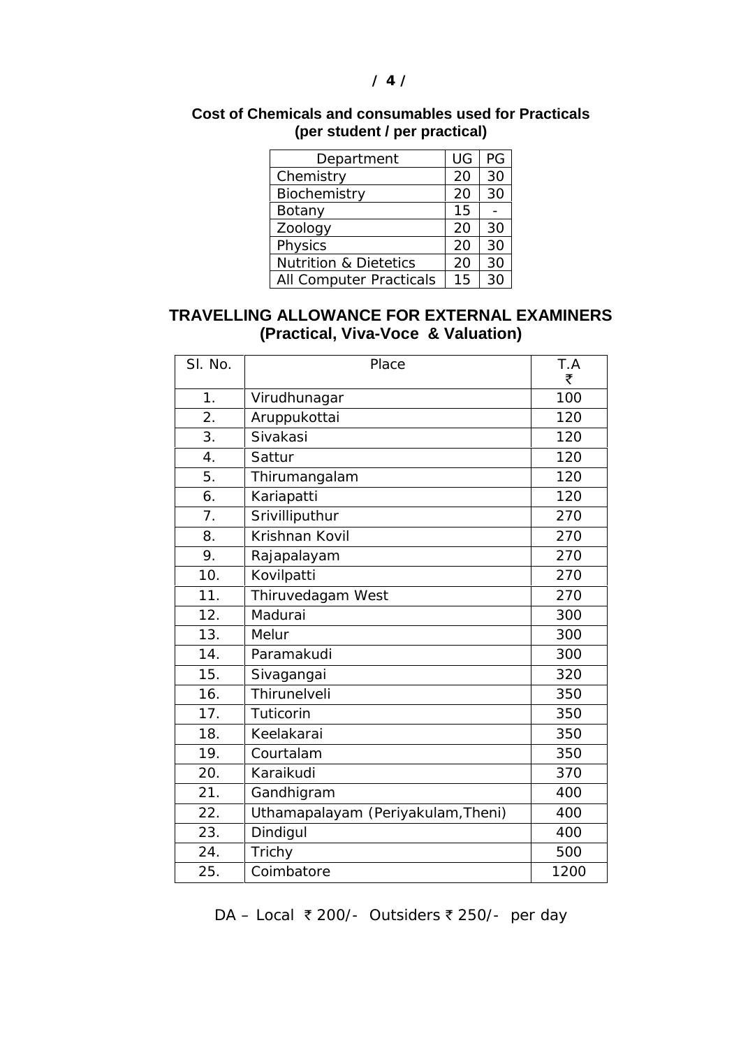## Cost of Chemicals and consumables used for Practicals
## (per student / per practical)

| Department | UG | PG |
|---|---|---|
| Chemistry | 20 | 30 |
| Biochemistry | 20 | 30 |
| Botany | 15 | - |
| Zoology | 20 | 30 |
| Physics | 20 | 30 |
| Nutrition & Dietetics | 20 | 30 |
| All Computer Practicals | 15 | 30 |

## TRAVELLING ALLOWANCE FOR EXTERNAL EXAMINERS
## (Practical, Viva-Voce & Valuation)

| Sl. No. | Place | T.A ₹ |
|---|---|---|
| 1. | Virudhunagar | 100 |
| 2. | Aruppukottai | 120 |
| 3. | Sivakasi | 120 |
| 4. | Sattur | 120 |
| 5. | Thirumangalam | 120 |
| 6. | Kariapatti | 120 |
| 7. | Srivilliputhur | 270 |
| 8. | Krishnan Kovil | 270 |
| 9. | Rajapalayam | 270 |
| 10. | Kovilpatti | 270 |
| 11. | Thiruvedagam West | 270 |
| 12. | Madurai | 300 |
| 13. | Melur | 300 |
| 14. | Paramakudi | 300 |
| 15. | Sivagangai | 320 |
| 16. | Thirunelveli | 350 |
| 17. | Tuticorin | 350 |
| 18. | Keelakarai | 350 |
| 19. | Courtalam | 350 |
| 20. | Karaikudi | 370 |
| 21. | Gandhigram | 400 |
| 22. | Uthamapalayam (Periyakulam,Theni) | 400 |
| 23. | Dindigul | 400 |
| 24. | Trichy | 500 |
| 25. | Coimbatore | 1200 |

DA – Local ₹ 200/- Outsiders ₹ 250/- per day